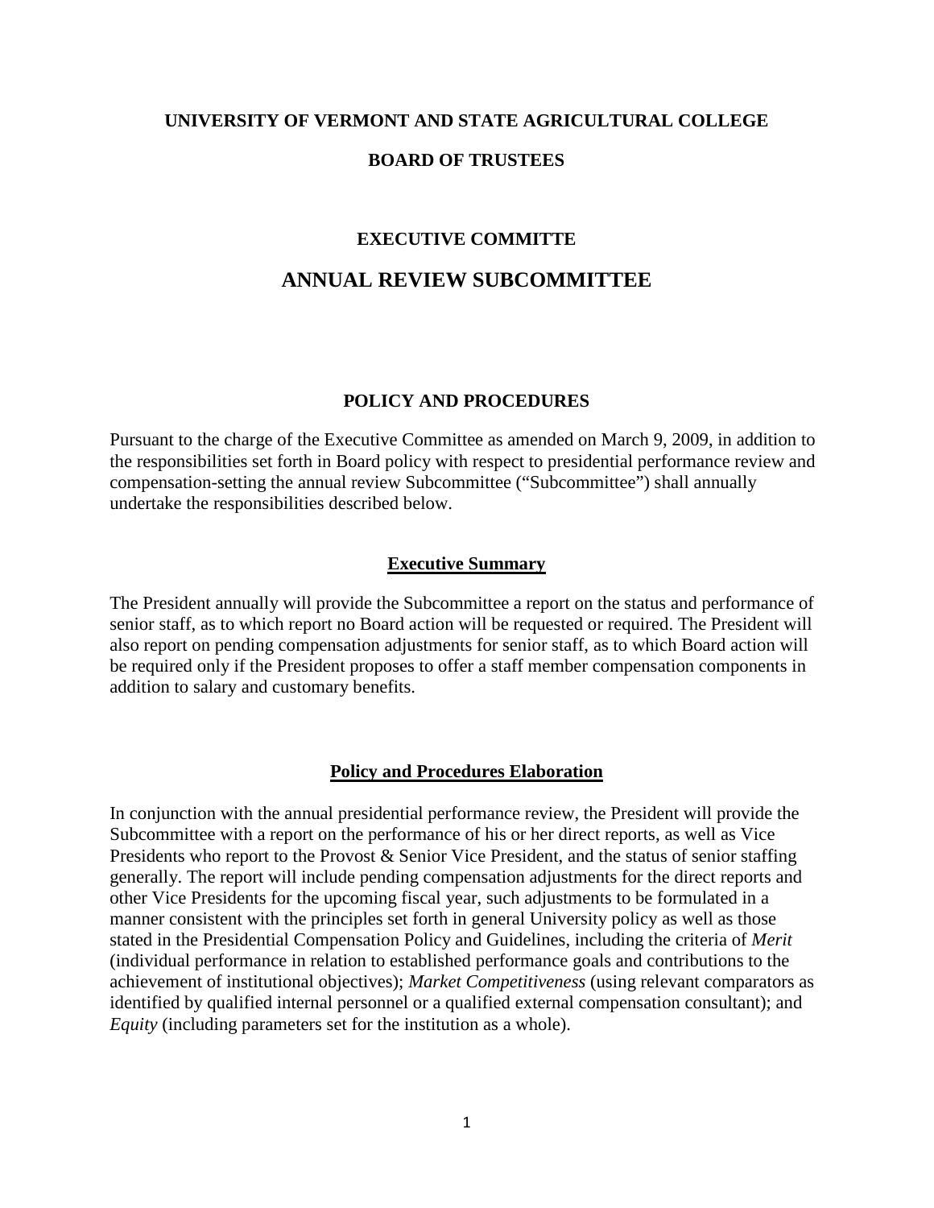**UNIVERSITY OF VERMONT AND STATE AGRICULTURAL COLLEGE**

**BOARD OF TRUSTEES**

**EXECUTIVE COMMITTE**

# ANNUAL REVIEW SUBCOMMITTEE

## POLICY AND PROCEDURES

Pursuant to the charge of the Executive Committee as amended on March 9, 2009, in addition to the responsibilities set forth in Board policy with respect to presidential performance review and compensation-setting the annual review Subcommittee ("Subcommittee") shall annually undertake the responsibilities described below.

### Executive Summary

The President annually will provide the Subcommittee a report on the status and performance of senior staff, as to which report no Board action will be requested or required. The President will also report on pending compensation adjustments for senior staff, as to which Board action will be required only if the President proposes to offer a staff member compensation components in addition to salary and customary benefits.

### Policy and Procedures Elaboration

In conjunction with the annual presidential performance review, the President will provide the Subcommittee with a report on the performance of his or her direct reports, as well as Vice Presidents who report to the Provost & Senior Vice President, and the status of senior staffing generally. The report will include pending compensation adjustments for the direct reports and other Vice Presidents for the upcoming fiscal year, such adjustments to be formulated in a manner consistent with the principles set forth in general University policy as well as those stated in the Presidential Compensation Policy and Guidelines, including the criteria of *Merit* (individual performance in relation to established performance goals and contributions to the achievement of institutional objectives); *Market Competitiveness* (using relevant comparators as identified by qualified internal personnel or a qualified external compensation consultant); and *Equity* (including parameters set for the institution as a whole).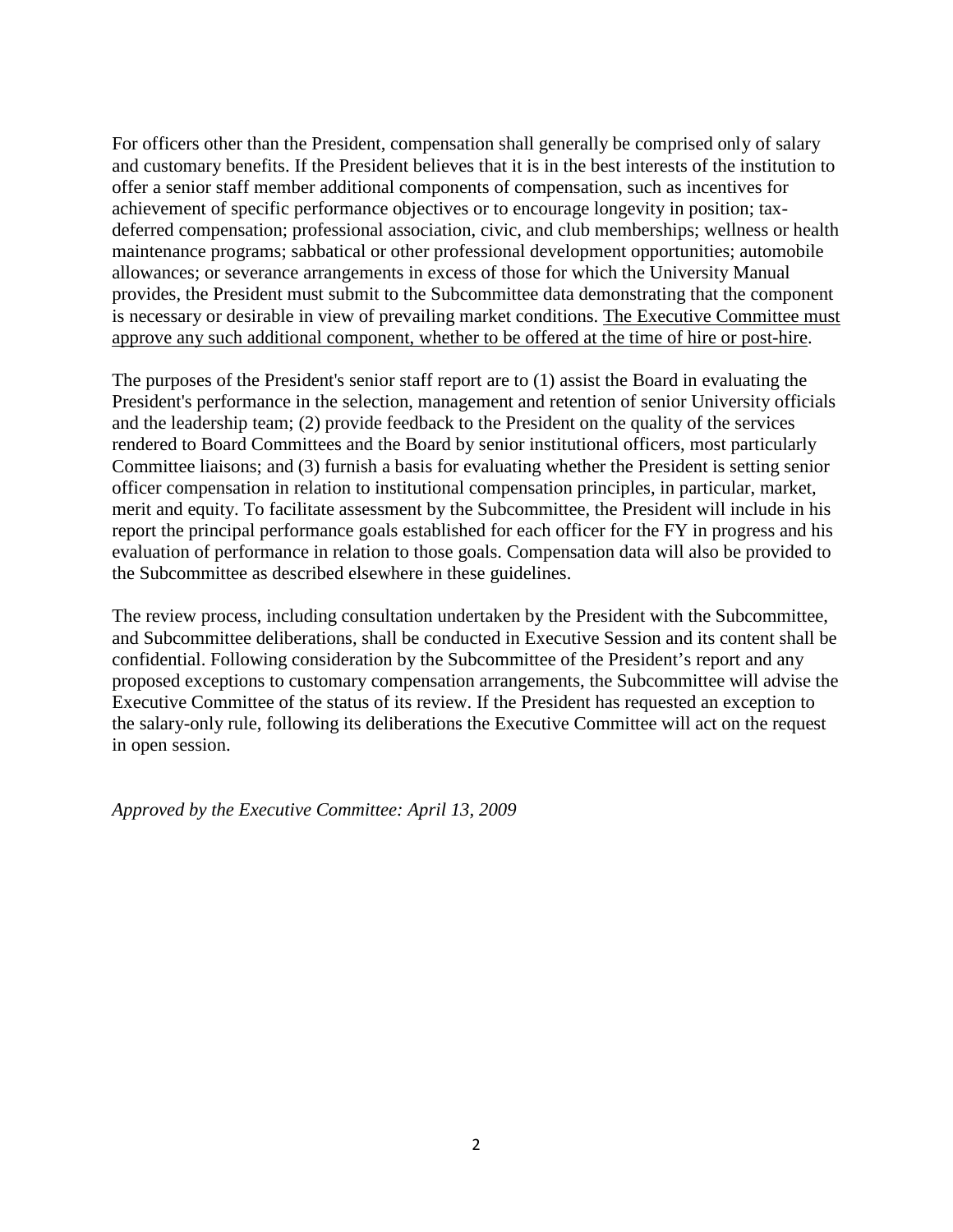For officers other than the President, compensation shall generally be comprised only of salary and customary benefits. If the President believes that it is in the best interests of the institution to offer a senior staff member additional components of compensation, such as incentives for achievement of specific performance objectives or to encourage longevity in position; tax-deferred compensation; professional association, civic, and club memberships; wellness or health maintenance programs; sabbatical or other professional development opportunities; automobile allowances; or severance arrangements in excess of those for which the University Manual provides, the President must submit to the Subcommittee data demonstrating that the component is necessary or desirable in view of prevailing market conditions. <u>The Executive Committee must approve any such additional component, whether to be offered at the time of hire or post-hire</u>.

The purposes of the President's senior staff report are to (1) assist the Board in evaluating the President's performance in the selection, management and retention of senior University officials and the leadership team; (2) provide feedback to the President on the quality of the services rendered to Board Committees and the Board by senior institutional officers, most particularly Committee liaisons; and (3) furnish a basis for evaluating whether the President is setting senior officer compensation in relation to institutional compensation principles, in particular, market, merit and equity. To facilitate assessment by the Subcommittee, the President will include in his report the principal performance goals established for each officer for the FY in progress and his evaluation of performance in relation to those goals. Compensation data will also be provided to the Subcommittee as described elsewhere in these guidelines.

The review process, including consultation undertaken by the President with the Subcommittee, and Subcommittee deliberations, shall be conducted in Executive Session and its content shall be confidential. Following consideration by the Subcommittee of the President's report and any proposed exceptions to customary compensation arrangements, the Subcommittee will advise the Executive Committee of the status of its review. If the President has requested an exception to the salary-only rule, following its deliberations the Executive Committee will act on the request in open session.

*Approved by the Executive Committee: April 13, 2009*